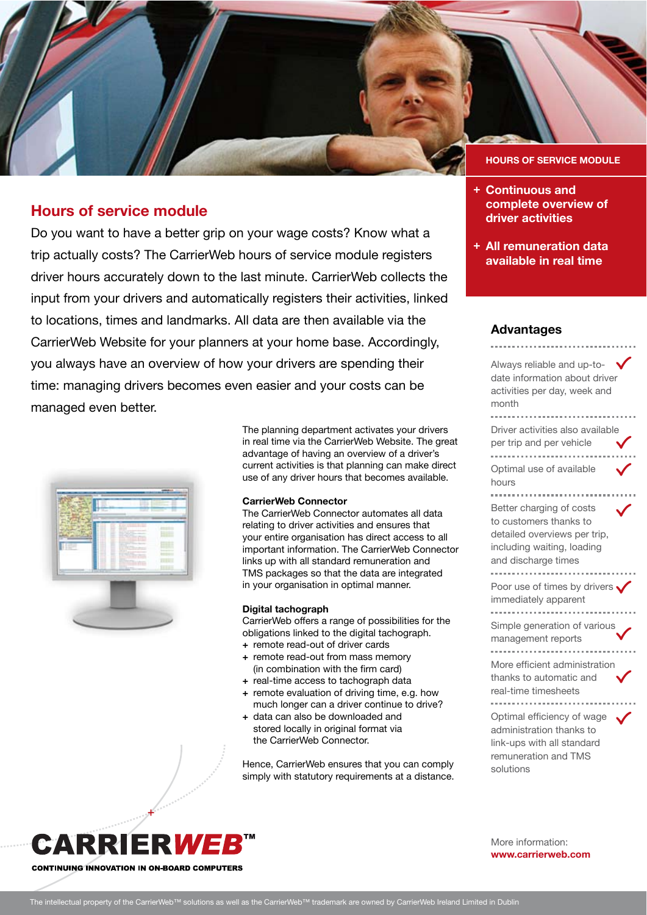## Hours of service module

Do you want to have a better grip on your wage costs? Know what a trip actually costs? The CarrierWeb hours of service module registers driver hours accurately down to the last minute. CarrierWeb collects the input from your drivers and automatically registers their activities, linked to locations, times and landmarks. All data are then available via the CarrierWeb Website for your planners at your home base. Accordingly, you always have an overview of how your drivers are spending their time: managing drivers becomes even easier and your costs can be managed even better.

The planning department activates your drivers in real time via the CarrierWeb Website. The great advantage of having an overview of a driver's current activities is that planning can make direct use of any driver hours that becomes available.

**CarrierWeb Connector**

The CarrierWeb Connector automates all data relating to driver activities and ensures that your entire organisation has direct access to all important information. The CarrierWeb Connector links up with all standard remuneration and TMS packages so that the data are integrated in your organisation in optimal manner.

**Digital tachograph**

CarrierWeb offers a range of possibilities for the obligations linked to the digital tachograph.

+ remote read-out of driver cards
+ remote read-out from mass memory (in combination with the firm card)
+ real-time access to tachograph data
+ remote evaluation of driving time, e.g. how much longer can a driver continue to drive?
+ data can also be downloaded and stored locally in original format via the CarrierWeb Connector.

Hence, CarrierWeb ensures that you can comply simply with statutory requirements at a distance.

### HOURS OF SERVICE MODULE

+ **Continuous and complete overview of driver activities**
+ **All remuneration data available in real time**

### Advantages

- Always reliable and up-to-date information about driver activities per day, week and month ✓
- Driver activities also available per trip and per vehicle ✓
- Optimal use of available hours ✓
- Better charging of costs to customers thanks to detailed overviews per trip, including waiting, loading and discharge times ✓
- Poor use of times by drivers immediately apparent ✓
- Simple generation of various management reports ✓
- More efficient administration thanks to automatic and real-time timesheets ✓
- Optimal efficiency of wage administration thanks to link-ups with all standard remuneration and TMS solutions ✓

More information:
**www.carrierweb.com**

**CARRIERWEB™**
CONTINUING INNOVATION IN ON-BOARD COMPUTERS

The intellectual property of the CarrierWeb™ solutions as well as the CarrierWeb™ trademark are owned by CarrierWeb Ireland Limited in Dublin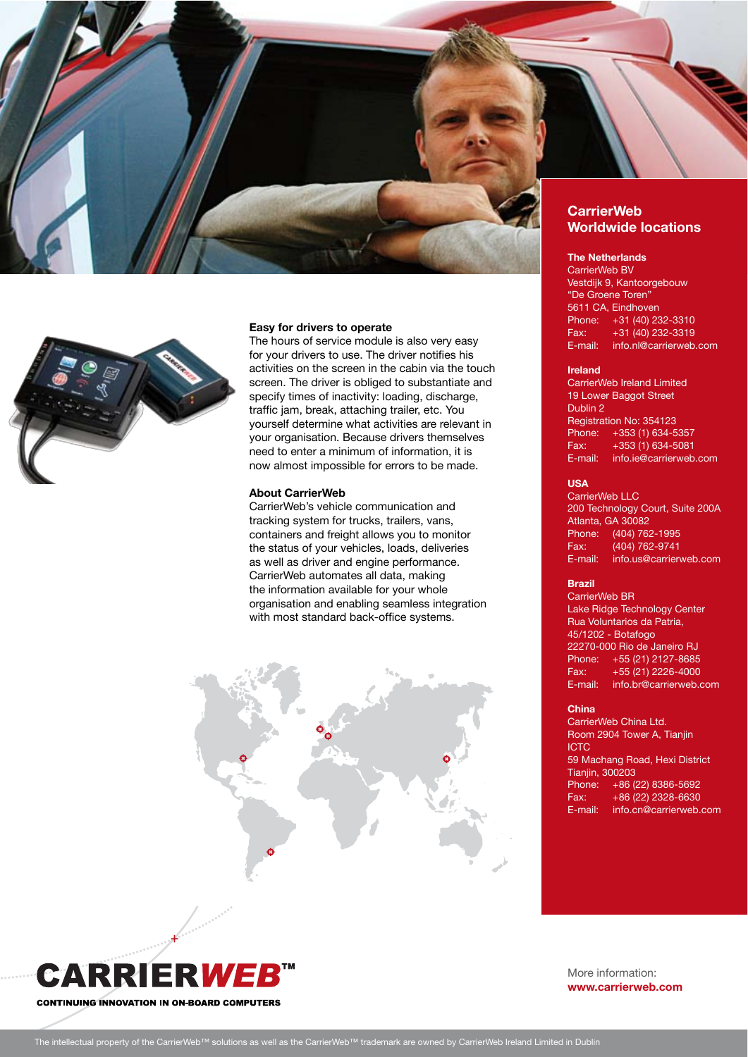### Easy for drivers to operate

The hours of service module is also very easy for your drivers to use. The driver notifies his activities on the screen in the cabin via the touch screen. The driver is obliged to substantiate and specify times of inactivity: loading, discharge, traffic jam, break, attaching trailer, etc. You yourself determine what activities are relevant in your organisation. Because drivers themselves need to enter a minimum of information, it is now almost impossible for errors to be made.

### About CarrierWeb

CarrierWeb's vehicle communication and tracking system for trucks, trailers, vans, containers and freight allows you to monitor the status of your vehicles, loads, deliveries as well as driver and engine performance. CarrierWeb automates all data, making the information available for your whole organisation and enabling seamless integration with most standard back-office systems.

## CarrierWeb Worldwide locations

**The Netherlands**
CarrierWeb BV
Vestdijk 9, Kantoorgebouw
"De Groene Toren"
5611 CA, Eindhoven
Phone: +31 (40) 232-3310
Fax: +31 (40) 232-3319
E-mail: info.nl@carrierweb.com

**Ireland**
CarrierWeb Ireland Limited
19 Lower Baggot Street
Dublin 2
Registration No: 354123
Phone: +353 (1) 634-5357
Fax: +353 (1) 634-5081
E-mail: info.ie@carrierweb.com

**USA**
CarrierWeb LLC
200 Technology Court, Suite 200A
Atlanta, GA 30082
Phone: (404) 762-1995
Fax: (404) 762-9741
E-mail: info.us@carrierweb.com

**Brazil**
CarrierWeb BR
Lake Ridge Technology Center
Rua Voluntarios da Patria,
45/1202 - Botafogo
22270-000 Rio de Janeiro RJ
Phone: +55 (21) 2127-8685
Fax: +55 (21) 2226-4000
E-mail: info.br@carrierweb.com

**China**
CarrierWeb China Ltd.
Room 2904 Tower A, Tianjin
ICTC
59 Machang Road, Hexi District
Tianjin, 300203
Phone: +86 (22) 8386-5692
Fax: +86 (22) 2328-6630
E-mail: info.cn@carrierweb.com

CARRIERWEB™
CONTINUING INNOVATION IN ON-BOARD COMPUTERS

More information:
**www.carrierweb.com**

The intellectual property of the CarrierWeb™ solutions as well as the CarrierWeb™ trademark are owned by CarrierWeb Ireland Limited in Dublin